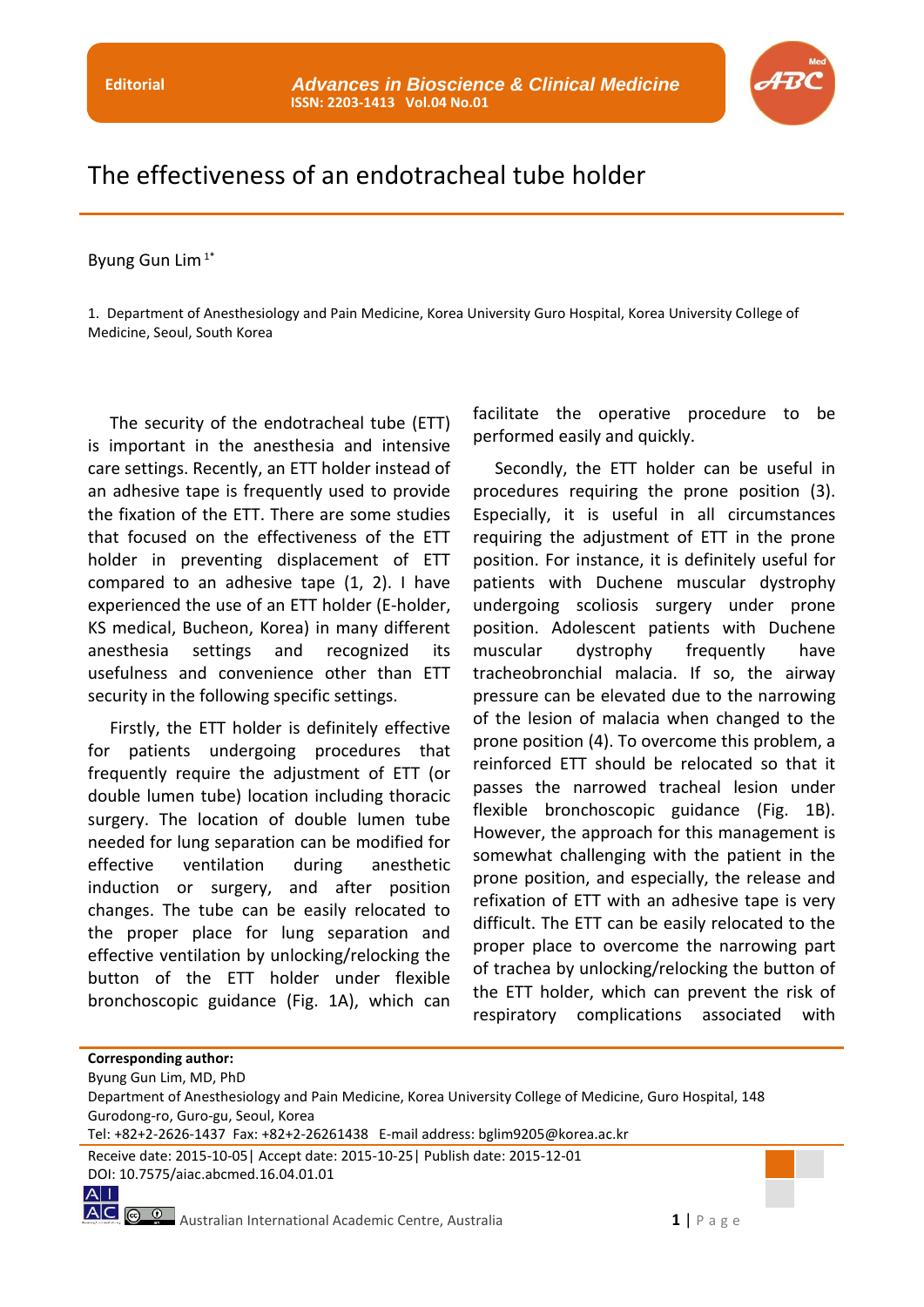Editorial

# The effectiveness of an endotracheal tube holder

Byung Gun Lim [1*]

1. Department of Anesthesiology and Pain Medicine, Korea University Guro Hospital, Korea University College of Medicine, Seoul, South Korea

The security of the endotracheal tube (ETT) is important in the anesthesia and intensive care settings. Recently, an ETT holder instead of an adhesive tape is frequently used to provide the fixation of the ETT. There are some studies that focused on the effectiveness of the ETT holder in preventing displacement of ETT compared to an adhesive tape (1, 2). I have experienced the use of an ETT holder (E-holder, KS medical, Bucheon, Korea) in many different anesthesia settings and recognized its usefulness and convenience other than ETT security in the following specific settings.

Firstly, the ETT holder is definitely effective for patients undergoing procedures that frequently require the adjustment of ETT (or double lumen tube) location including thoracic surgery. The location of double lumen tube needed for lung separation can be modified for effective ventilation during anesthetic induction or surgery, and after position changes. The tube can be easily relocated to the proper place for lung separation and effective ventilation by unlocking/relocking the button of the ETT holder under flexible bronchoscopic guidance (Fig. 1A), which can facilitate the operative procedure to be performed easily and quickly.

Secondly, the ETT holder can be useful in procedures requiring the prone position (3). Especially, it is useful in all circumstances requiring the adjustment of ETT in the prone position. For instance, it is definitely useful for patients with Duchene muscular dystrophy undergoing scoliosis surgery under prone position. Adolescent patients with Duchene muscular dystrophy frequently have tracheobronchial malacia. If so, the airway pressure can be elevated due to the narrowing of the lesion of malacia when changed to the prone position (4). To overcome this problem, a reinforced ETT should be relocated so that it passes the narrowed tracheal lesion under flexible bronchoscopic guidance (Fig. 1B). However, the approach for this management is somewhat challenging with the patient in the prone position, and especially, the release and refixation of ETT with an adhesive tape is very difficult. The ETT can be easily relocated to the proper place to overcome the narrowing part of trachea by unlocking/relocking the button of the ETT holder, which can prevent the risk of respiratory complications associated with

**Corresponding author:**
Byung Gun Lim, MD, PhD
Department of Anesthesiology and Pain Medicine, Korea University College of Medicine, Guro Hospital, 148 Gurodong-ro, Guro-gu, Seoul, Korea
Tel: +82+2-2626-1437 Fax: +82+2-26261438 E-mail address: bglim9205@korea.ac.kr

Receive date: 2015-10-05| Accept date: 2015-10-25| Publish date: 2015-12-01
DOI: 10.7575/aiac.abcmed.16.04.01.01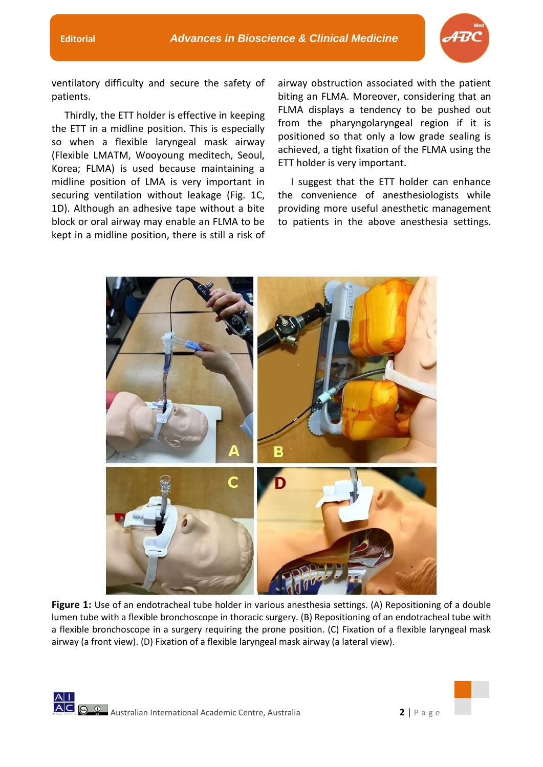ventilatory difficulty and secure the safety of patients.

Thirdly, the ETT holder is effective in keeping the ETT in a midline position. This is especially so when a flexible laryngeal mask airway (Flexible LMATM, Wooyoung meditech, Seoul, Korea; FLMA) is used because maintaining a midline position of LMA is very important in securing ventilation without leakage (Fig. 1C, 1D). Although an adhesive tape without a bite block or oral airway may enable an FLMA to be kept in a midline position, there is still a risk of airway obstruction associated with the patient biting an FLMA. Moreover, considering that an FLMA displays a tendency to be pushed out from the pharyngolaryngeal region if it is positioned so that only a low grade sealing is achieved, a tight fixation of the FLMA using the ETT holder is very important.

I suggest that the ETT holder can enhance the convenience of anesthesiologists while providing more useful anesthetic management to patients in the above anesthesia settings.

**Figure 1:** Use of an endotracheal tube holder in various anesthesia settings. (A) Repositioning of a double lumen tube with a flexible bronchoscope in thoracic surgery. (B) Repositioning of an endotracheal tube with a flexible bronchoscope in a surgery requiring the prone position. (C) Fixation of a flexible laryngeal mask airway (a front view). (D) Fixation of a flexible laryngeal mask airway (a lateral view).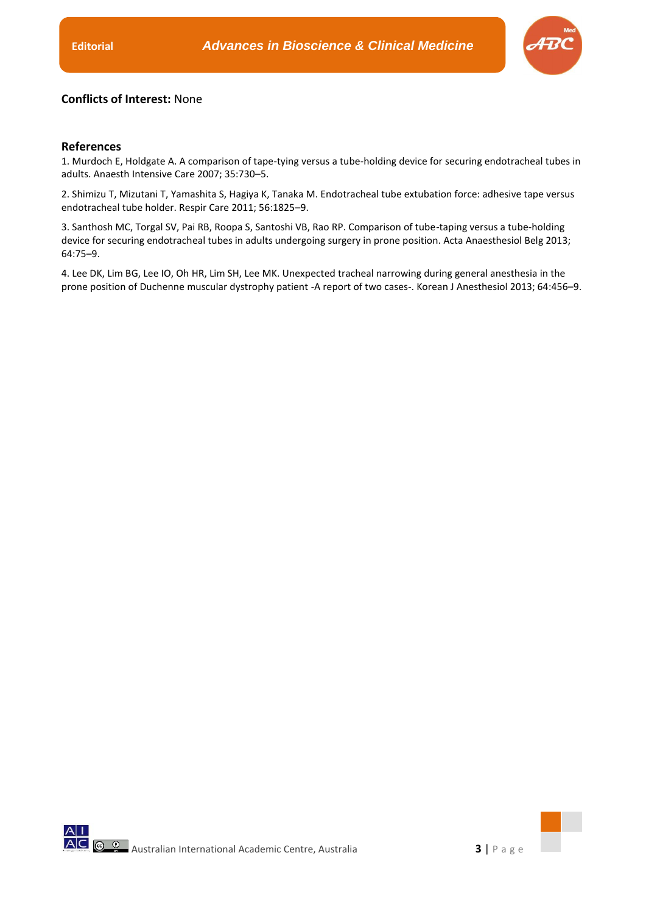**Conflicts of Interest:** None

## References

1. Murdoch E, Holdgate A. A comparison of tape-tying versus a tube-holding device for securing endotracheal tubes in adults. Anaesth Intensive Care 2007; 35:730–5.

2. Shimizu T, Mizutani T, Yamashita S, Hagiya K, Tanaka M. Endotracheal tube extubation force: adhesive tape versus endotracheal tube holder. Respir Care 2011; 56:1825–9.

3. Santhosh MC, Torgal SV, Pai RB, Roopa S, Santoshi VB, Rao RP. Comparison of tube-taping versus a tube-holding device for securing endotracheal tubes in adults undergoing surgery in prone position. Acta Anaesthesiol Belg 2013; 64:75–9.

4. Lee DK, Lim BG, Lee IO, Oh HR, Lim SH, Lee MK. Unexpected tracheal narrowing during general anesthesia in the prone position of Duchenne muscular dystrophy patient -A report of two cases-. Korean J Anesthesiol 2013; 64:456–9.